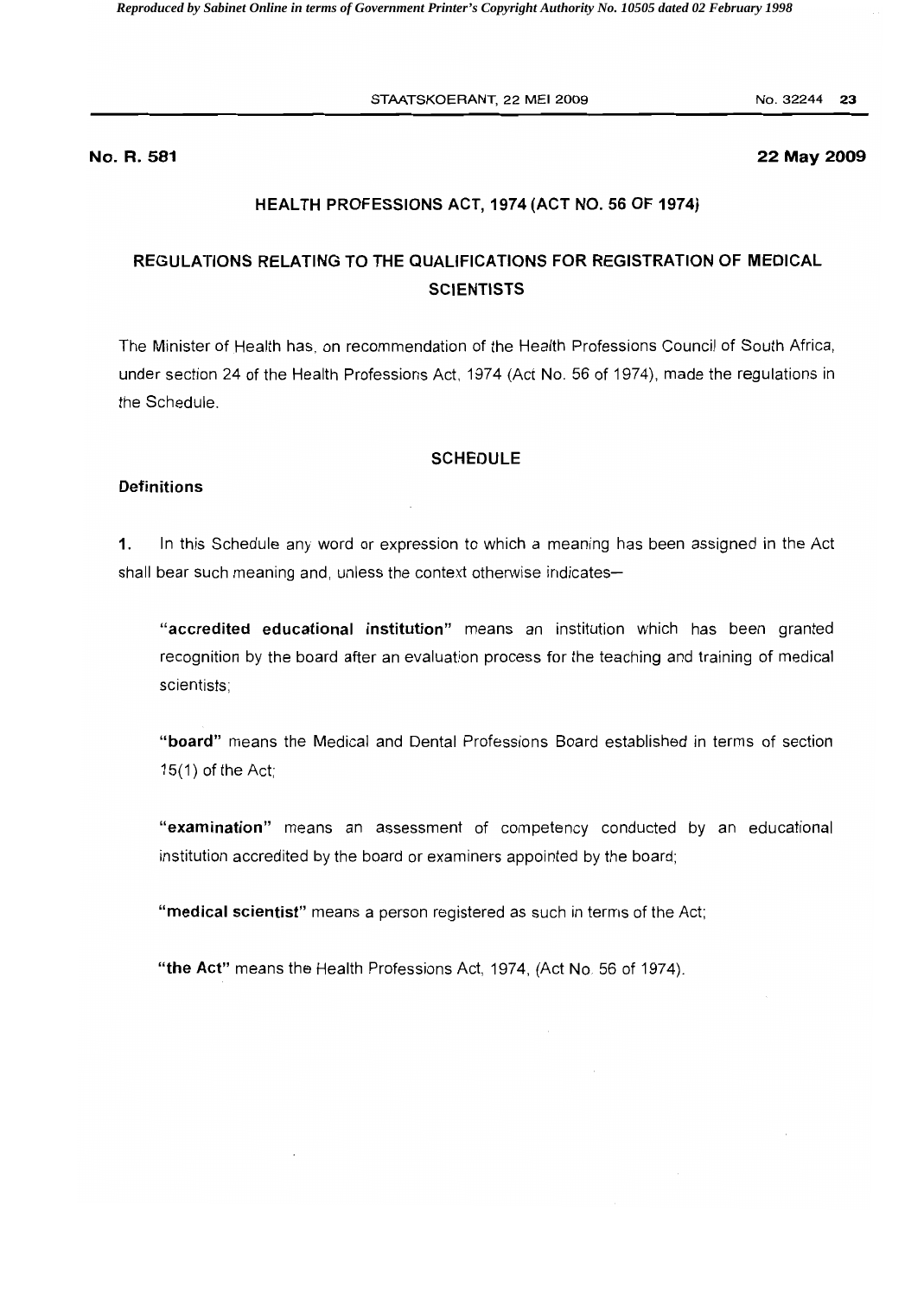**No. R. 581** **22 May 2009**

## HEALTH PROFESSIONS ACT, 1974 (ACT NO. 56 OF 1974)

## REGULATIONS RELATING TO THE QUALIFICATIONS FOR REGISTRATION OF MEDICAL SCIENTISTS

The Minister of Health has, on recommendation of the Health Professions Council of South Africa, under section 24 of the Health Professions Act, 1974 (Act No. 56 of 1974), made the regulations in the Schedule.

### SCHEDULE

**Definitions**

1. In this Schedule any word or expression to which a meaning has been assigned in the Act shall bear such meaning and, unless the context otherwise indicates–

   **"accredited educational institution"** means an institution which has been granted recognition by the board after an evaluation process for the teaching and training of medical scientists;

   **"board"** means the Medical and Dental Professions Board established in terms of section 15(1) of the Act;

   **"examination"** means an assessment of competency conducted by an educational institution accredited by the board or examiners appointed by the board;

   **"medical scientist"** means a person registered as such in terms of the Act;

   **"the Act"** means the Health Professions Act, 1974, (Act No. 56 of 1974).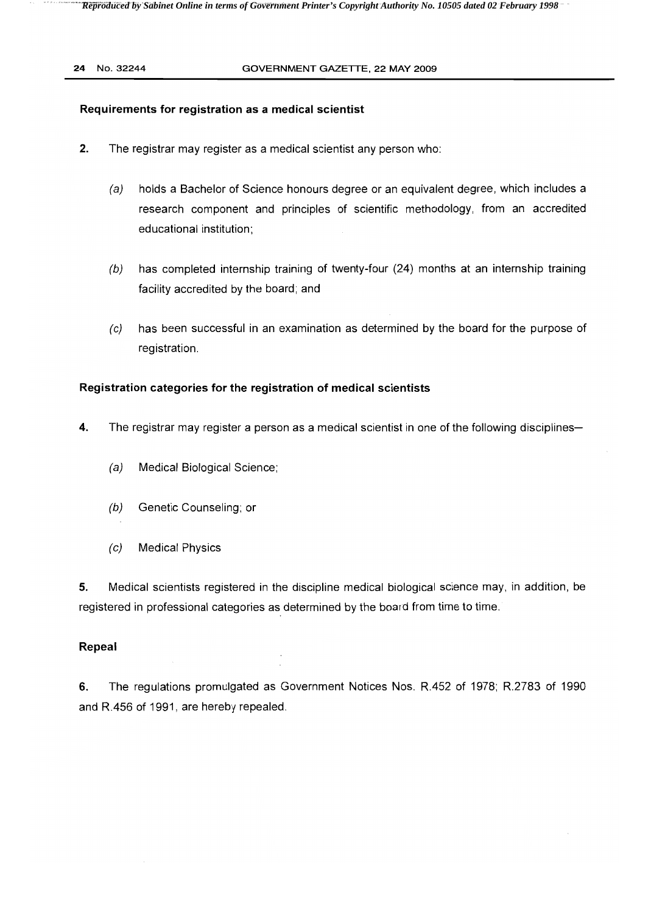### Requirements for registration as a medical scientist

**2.** The registrar may register as a medical scientist any person who:

*(a)* holds a Bachelor of Science honours degree or an equivalent degree, which includes a research component and principles of scientific methodology, from an accredited educational institution;

*(b)* has completed internship training of twenty-four (24) months at an internship training facility accredited by the board; and

*(c)* has been successful in an examination as determined by the board for the purpose of registration.

### Registration categories for the registration of medical scientists

**4.** The registrar may register a person as a medical scientist in one of the following disciplines—

*(a)* Medical Biological Science;

*(b)* Genetic Counseling; or

*(c)* Medical Physics

**5.** Medical scientists registered in the discipline medical biological science may, in addition, be registered in professional categories as determined by the board from time to time.

### Repeal

**6.** The regulations promulgated as Government Notices Nos. R.452 of 1978; R.2783 of 1990 and R.456 of 1991, are hereby repealed.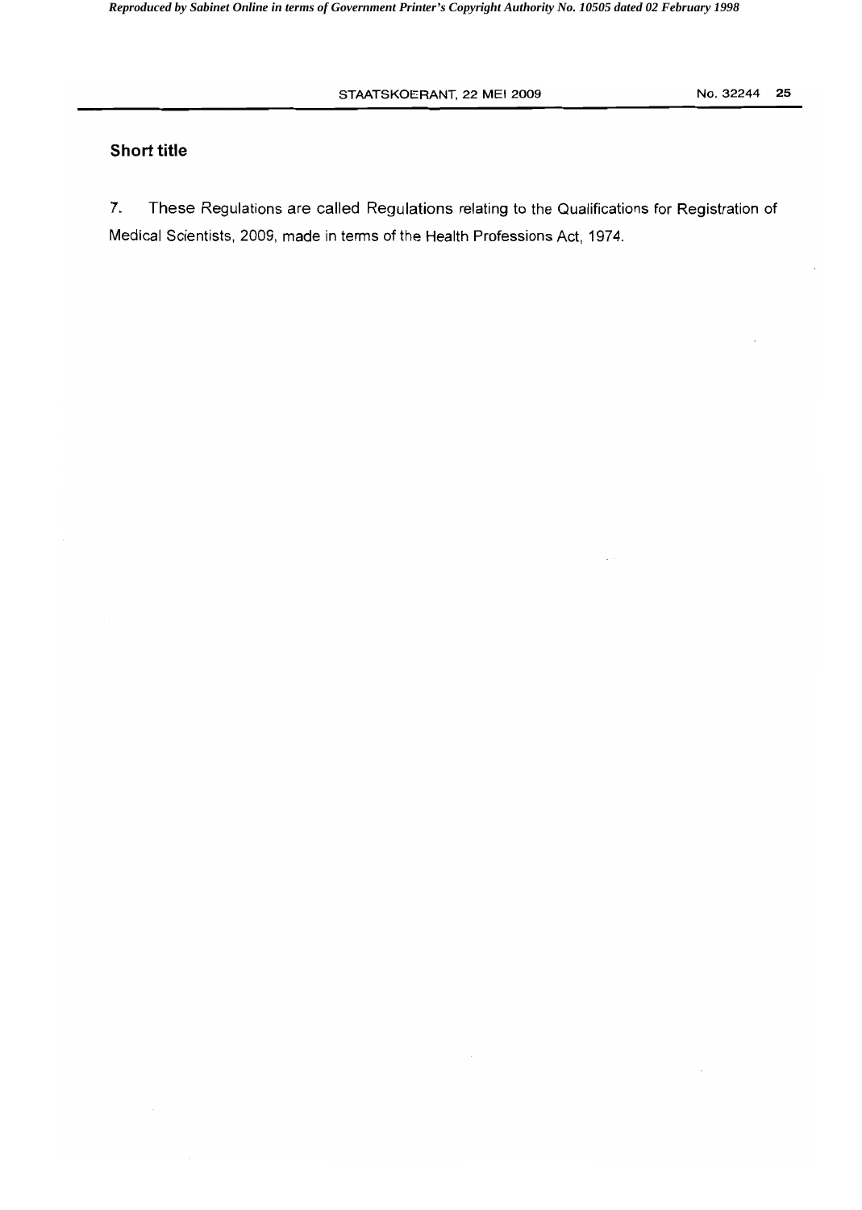## Short title

7. These Regulations are called Regulations relating to the Qualifications for Registration of Medical Scientists, 2009, made in terms of the Health Professions Act, 1974.